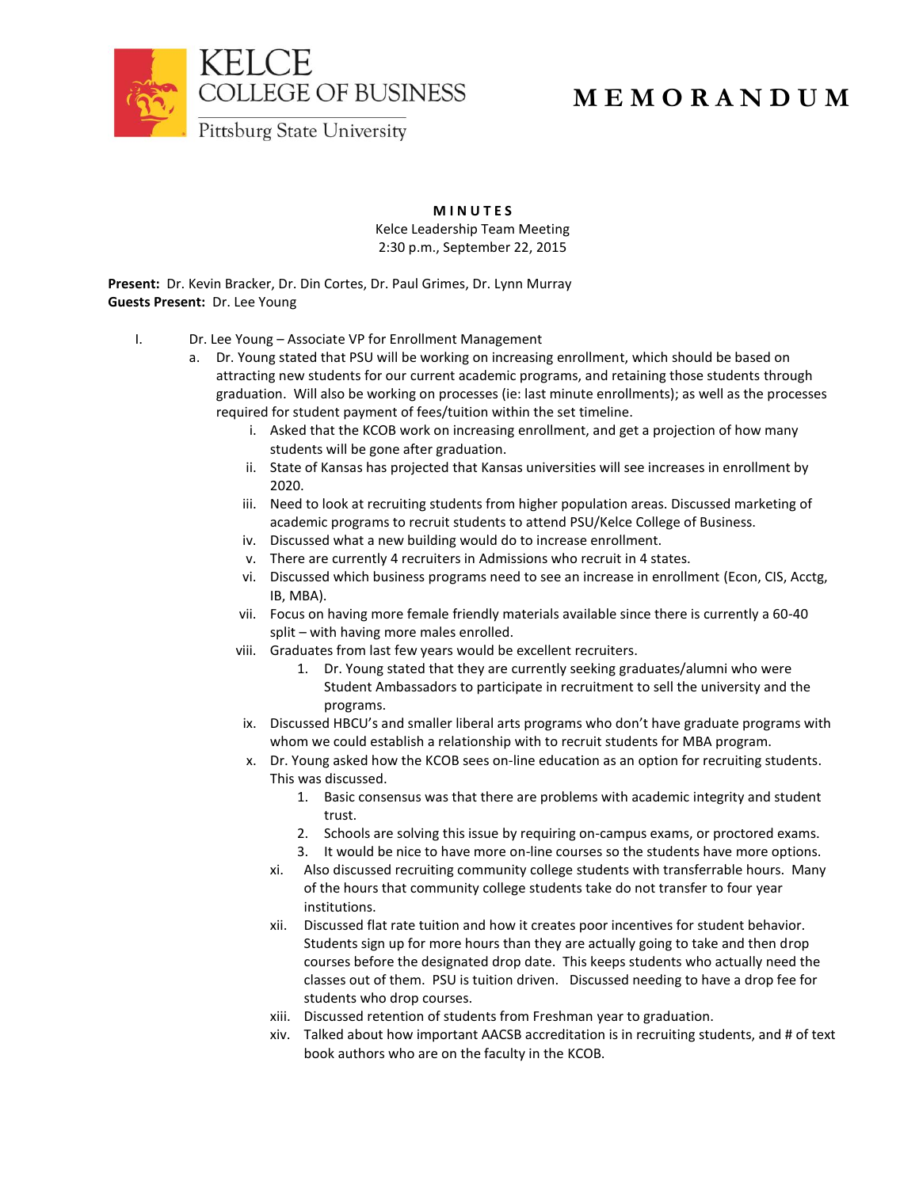KELCE COLLEGE OF BUSINESS
Pittsburg State University

# MEMORANDUM

**MINUTES**
Kelce Leadership Team Meeting
2:30 p.m., September 22, 2015

**Present:** Dr. Kevin Bracker, Dr. Din Cortes, Dr. Paul Grimes, Dr. Lynn Murray
**Guests Present:** Dr. Lee Young

I. Dr. Lee Young – Associate VP for Enrollment Management

a. Dr. Young stated that PSU will be working on increasing enrollment, which should be based on attracting new students for our current academic programs, and retaining those students through graduation. Will also be working on processes (ie: last minute enrollments); as well as the processes required for student payment of fees/tuition within the set timeline.

   i. Asked that the KCOB work on increasing enrollment, and get a projection of how many students will be gone after graduation.

   ii. State of Kansas has projected that Kansas universities will see increases in enrollment by 2020.

   iii. Need to look at recruiting students from higher population areas. Discussed marketing of academic programs to recruit students to attend PSU/Kelce College of Business.

   iv. Discussed what a new building would do to increase enrollment.

   v. There are currently 4 recruiters in Admissions who recruit in 4 states.

   vi. Discussed which business programs need to see an increase in enrollment (Econ, CIS, Acctg, IB, MBA).

   vii. Focus on having more female friendly materials available since there is currently a 60-40 split – with having more males enrolled.

   viii. Graduates from last few years would be excellent recruiters.

      1. Dr. Young stated that they are currently seeking graduates/alumni who were Student Ambassadors to participate in recruitment to sell the university and the programs.

   ix. Discussed HBCU's and smaller liberal arts programs who don't have graduate programs with whom we could establish a relationship with to recruit students for MBA program.

   x. Dr. Young asked how the KCOB sees on-line education as an option for recruiting students. This was discussed.

      1. Basic consensus was that there are problems with academic integrity and student trust.
      2. Schools are solving this issue by requiring on-campus exams, or proctored exams.
      3. It would be nice to have more on-line courses so the students have more options.

   xi. Also discussed recruiting community college students with transferrable hours. Many of the hours that community college students take do not transfer to four year institutions.

   xii. Discussed flat rate tuition and how it creates poor incentives for student behavior. Students sign up for more hours than they are actually going to take and then drop courses before the designated drop date. This keeps students who actually need the classes out of them. PSU is tuition driven. Discussed needing to have a drop fee for students who drop courses.

   xiii. Discussed retention of students from Freshman year to graduation.

   xiv. Talked about how important AACSB accreditation is in recruiting students, and # of text book authors who are on the faculty in the KCOB.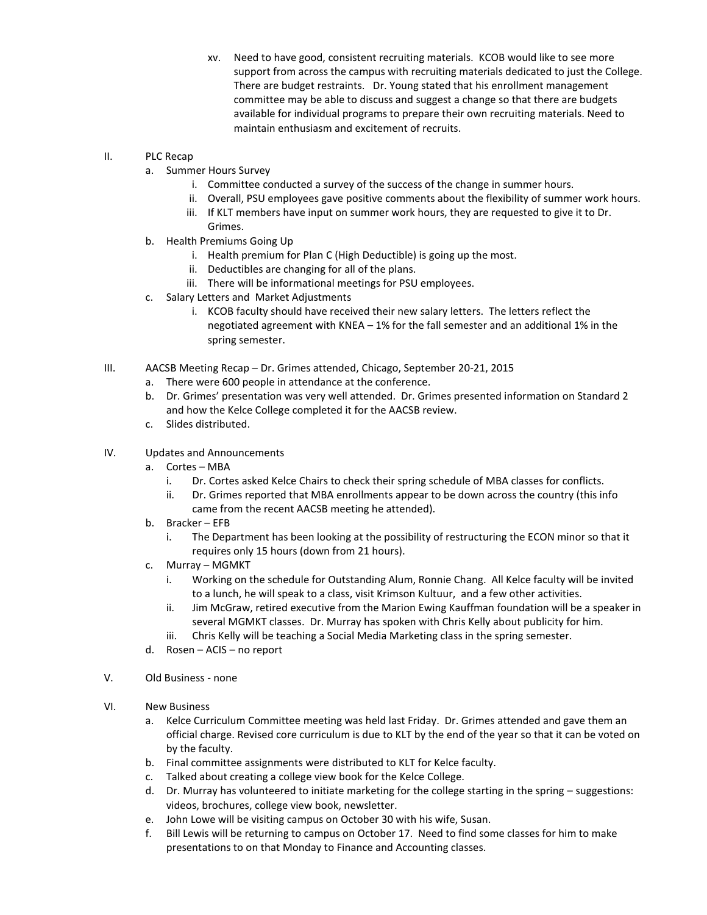xv. Need to have good, consistent recruiting materials. KCOB would like to see more support from across the campus with recruiting materials dedicated to just the College. There are budget restraints. Dr. Young stated that his enrollment management committee may be able to discuss and suggest a change so that there are budgets available for individual programs to prepare their own recruiting materials. Need to maintain enthusiasm and excitement of recruits.

II. PLC Recap

a. Summer Hours Survey
   i. Committee conducted a survey of the success of the change in summer hours.
   ii. Overall, PSU employees gave positive comments about the flexibility of summer work hours.
   iii. If KLT members have input on summer work hours, they are requested to give it to Dr. Grimes.

b. Health Premiums Going Up
   i. Health premium for Plan C (High Deductible) is going up the most.
   ii. Deductibles are changing for all of the plans.
   iii. There will be informational meetings for PSU employees.

c. Salary Letters and Market Adjustments
   i. KCOB faculty should have received their new salary letters. The letters reflect the negotiated agreement with KNEA – 1% for the fall semester and an additional 1% in the spring semester.

III. AACSB Meeting Recap – Dr. Grimes attended, Chicago, September 20-21, 2015

a. There were 600 people in attendance at the conference.

b. Dr. Grimes' presentation was very well attended. Dr. Grimes presented information on Standard 2 and how the Kelce College completed it for the AACSB review.

c. Slides distributed.

IV. Updates and Announcements

a. Cortes – MBA
   i. Dr. Cortes asked Kelce Chairs to check their spring schedule of MBA classes for conflicts.
   ii. Dr. Grimes reported that MBA enrollments appear to be down across the country (this info came from the recent AACSB meeting he attended).

b. Bracker – EFB
   i. The Department has been looking at the possibility of restructuring the ECON minor so that it requires only 15 hours (down from 21 hours).

c. Murray – MGMKT
   i. Working on the schedule for Outstanding Alum, Ronnie Chang. All Kelce faculty will be invited to a lunch, he will speak to a class, visit Krimson Kultuur, and a few other activities.
   ii. Jim McGraw, retired executive from the Marion Ewing Kauffman foundation will be a speaker in several MGMKT classes. Dr. Murray has spoken with Chris Kelly about publicity for him.
   iii. Chris Kelly will be teaching a Social Media Marketing class in the spring semester.

d. Rosen – ACIS – no report

V. Old Business - none

VI. New Business

a. Kelce Curriculum Committee meeting was held last Friday. Dr. Grimes attended and gave them an official charge. Revised core curriculum is due to KLT by the end of the year so that it can be voted on by the faculty.

b. Final committee assignments were distributed to KLT for Kelce faculty.

c. Talked about creating a college view book for the Kelce College.

d. Dr. Murray has volunteered to initiate marketing for the college starting in the spring – suggestions: videos, brochures, college view book, newsletter.

e. John Lowe will be visiting campus on October 30 with his wife, Susan.

f. Bill Lewis will be returning to campus on October 17. Need to find some classes for him to make presentations to on that Monday to Finance and Accounting classes.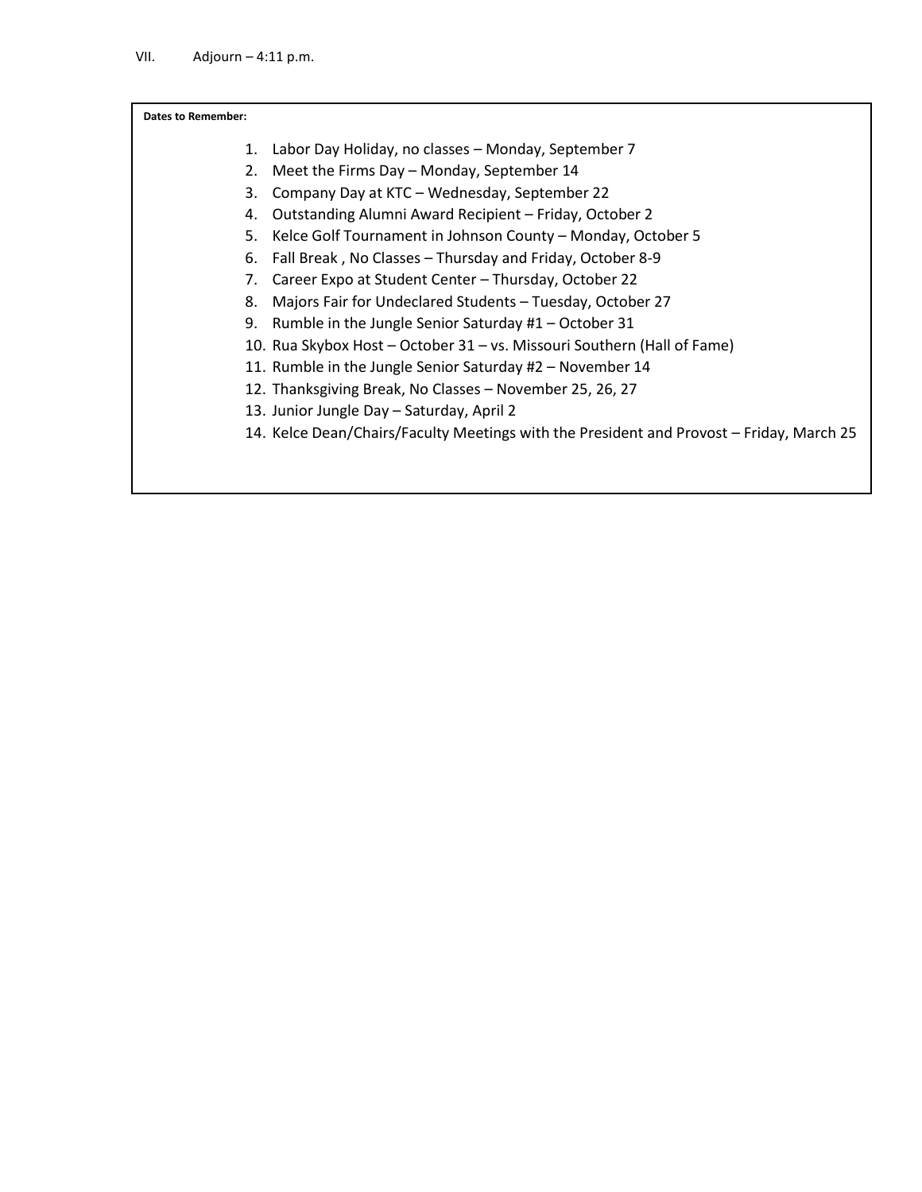VII. Adjourn – 4:11 p.m.

**Dates to Remember:**

1. Labor Day Holiday, no classes – Monday, September 7
2. Meet the Firms Day – Monday, September 14
3. Company Day at KTC – Wednesday, September 22
4. Outstanding Alumni Award Recipient – Friday, October 2
5. Kelce Golf Tournament in Johnson County – Monday, October 5
6. Fall Break , No Classes – Thursday and Friday, October 8-9
7. Career Expo at Student Center – Thursday, October 22
8. Majors Fair for Undeclared Students – Tuesday, October 27
9. Rumble in the Jungle Senior Saturday #1 – October 31
10. Rua Skybox Host – October 31 – vs. Missouri Southern (Hall of Fame)
11. Rumble in the Jungle Senior Saturday #2 – November 14
12. Thanksgiving Break, No Classes – November 25, 26, 27
13. Junior Jungle Day – Saturday, April 2
14. Kelce Dean/Chairs/Faculty Meetings with the President and Provost – Friday, March 25